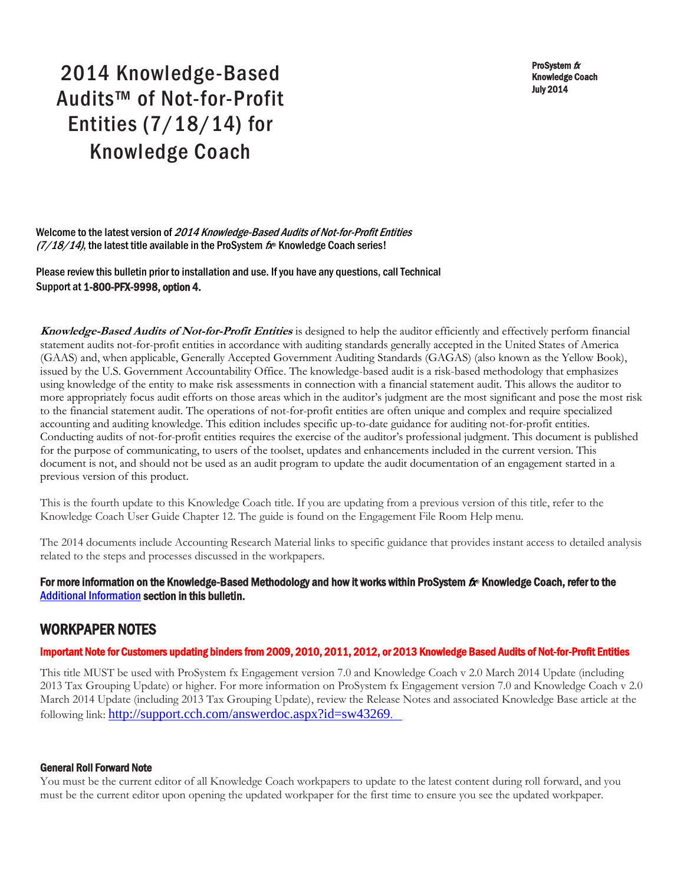# 2014 Knowledge-Based Audits™ of Not-for-Profit Entities (7/18/14) for Knowledge Coach

ProSystem *fx*
Knowledge Coach
July 2014

Welcome to the latest version of *2014 Knowledge-Based Audits of Not-for-Profit Entities (7/18/14)*, the latest title available in the ProSystem *fx*® Knowledge Coach series!

Please review this bulletin prior to installation and use. If you have any questions, call Technical Support at **1-800-PFX-9998, option 4.**

***Knowledge-Based Audits of Not-for-Profit Entities*** is designed to help the auditor efficiently and effectively perform financial statement audits not-for-profit entities in accordance with auditing standards generally accepted in the United States of America (GAAS) and, when applicable, Generally Accepted Government Auditing Standards (GAGAS) (also known as the Yellow Book), issued by the U.S. Government Accountability Office. The knowledge-based audit is a risk-based methodology that emphasizes using knowledge of the entity to make risk assessments in connection with a financial statement audit. This allows the auditor to more appropriately focus audit efforts on those areas which in the auditor's judgment are the most significant and pose the most risk to the financial statement audit. The operations of not-for-profit entities are often unique and complex and require specialized accounting and auditing knowledge. This edition includes specific up-to-date guidance for auditing not-for-profit entities. Conducting audits of not-for-profit entities requires the exercise of the auditor's professional judgment. This document is published for the purpose of communicating, to users of the toolset, updates and enhancements included in the current version. This document is not, and should not be used as an audit program to update the audit documentation of an engagement started in a previous version of this product.

This is the fourth update to this Knowledge Coach title. If you are updating from a previous version of this title, refer to the Knowledge Coach User Guide Chapter 12. The guide is found on the Engagement File Room Help menu.

The 2014 documents include Accounting Research Material links to specific guidance that provides instant access to detailed analysis related to the steps and processes discussed in the workpapers.

**For more information on the Knowledge-Based Methodology and how it works within ProSystem *fx*® Knowledge Coach, refer to the Additional Information section in this bulletin.**

## WORKPAPER NOTES

### Important Note for Customers updating binders from 2009, 2010, 2011, 2012, or 2013 Knowledge Based Audits of Not-for-Profit Entities

This title MUST be used with ProSystem fx Engagement version 7.0 and Knowledge Coach v 2.0 March 2014 Update (including 2013 Tax Grouping Update) or higher. For more information on ProSystem fx Engagement version 7.0 and Knowledge Coach v 2.0 March 2014 Update (including 2013 Tax Grouping Update), review the Release Notes and associated Knowledge Base article at the following link: http://support.cch.com/answerdoc.aspx?id=sw43269.

#### General Roll Forward Note

You must be the current editor of all Knowledge Coach workpapers to update to the latest content during roll forward, and you must be the current editor upon opening the updated workpaper for the first time to ensure you see the updated workpaper.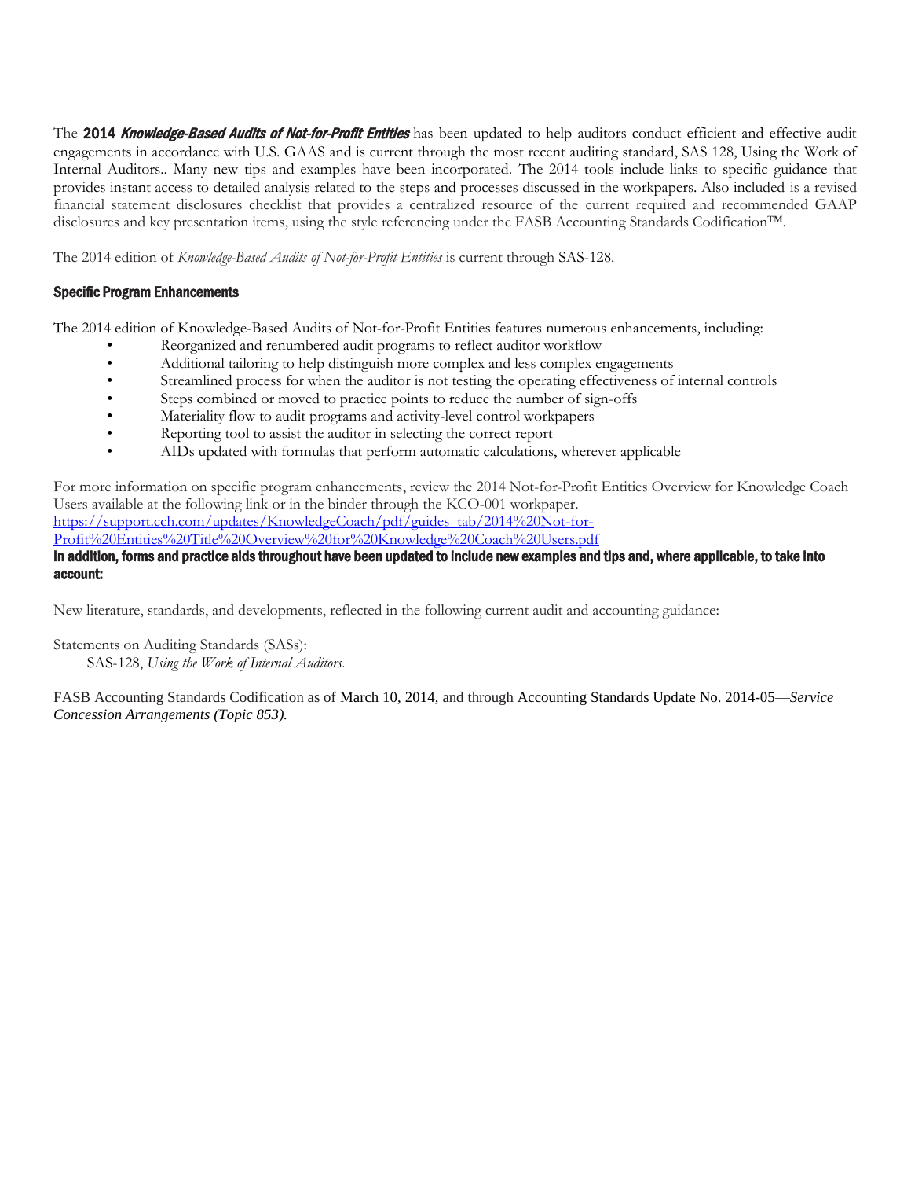The **2014 *Knowledge-Based Audits of Not-for-Profit Entities*** has been updated to help auditors conduct efficient and effective audit engagements in accordance with U.S. GAAS and is current through the most recent auditing standard, SAS 128, Using the Work of Internal Auditors.. Many new tips and examples have been incorporated. The 2014 tools include links to specific guidance that provides instant access to detailed analysis related to the steps and processes discussed in the workpapers. Also included is a revised financial statement disclosures checklist that provides a centralized resource of the current required and recommended GAAP disclosures and key presentation items, using the style referencing under the FASB Accounting Standards Codification™.

The 2014 edition of *Knowledge-Based Audits of Not-for-Profit Entities* is current through SAS-128.

### Specific Program Enhancements

The 2014 edition of Knowledge-Based Audits of Not-for-Profit Entities features numerous enhancements, including:

- Reorganized and renumbered audit programs to reflect auditor workflow
- Additional tailoring to help distinguish more complex and less complex engagements
- Streamlined process for when the auditor is not testing the operating effectiveness of internal controls
- Steps combined or moved to practice points to reduce the number of sign-offs
- Materiality flow to audit programs and activity-level control workpapers
- Reporting tool to assist the auditor in selecting the correct report
- AIDs updated with formulas that perform automatic calculations, wherever applicable

For more information on specific program enhancements, review the 2014 Not-for-Profit Entities Overview for Knowledge Coach Users available at the following link or in the binder through the KCO-001 workpaper.
https://support.cch.com/updates/KnowledgeCoach/pdf/guides_tab/2014%20Not-for-Profit%20Entities%20Title%20Overview%20for%20Knowledge%20Coach%20Users.pdf

**In addition, forms and practice aids throughout have been updated to include new examples and tips and, where applicable, to take into account:**

New literature, standards, and developments, reflected in the following current audit and accounting guidance:

Statements on Auditing Standards (SASs):
SAS-128, *Using the Work of Internal Auditors.*

FASB Accounting Standards Codification as of March 10, 2014, and through Accounting Standards Update No. 2014-05—*Service Concession Arrangements (Topic 853).*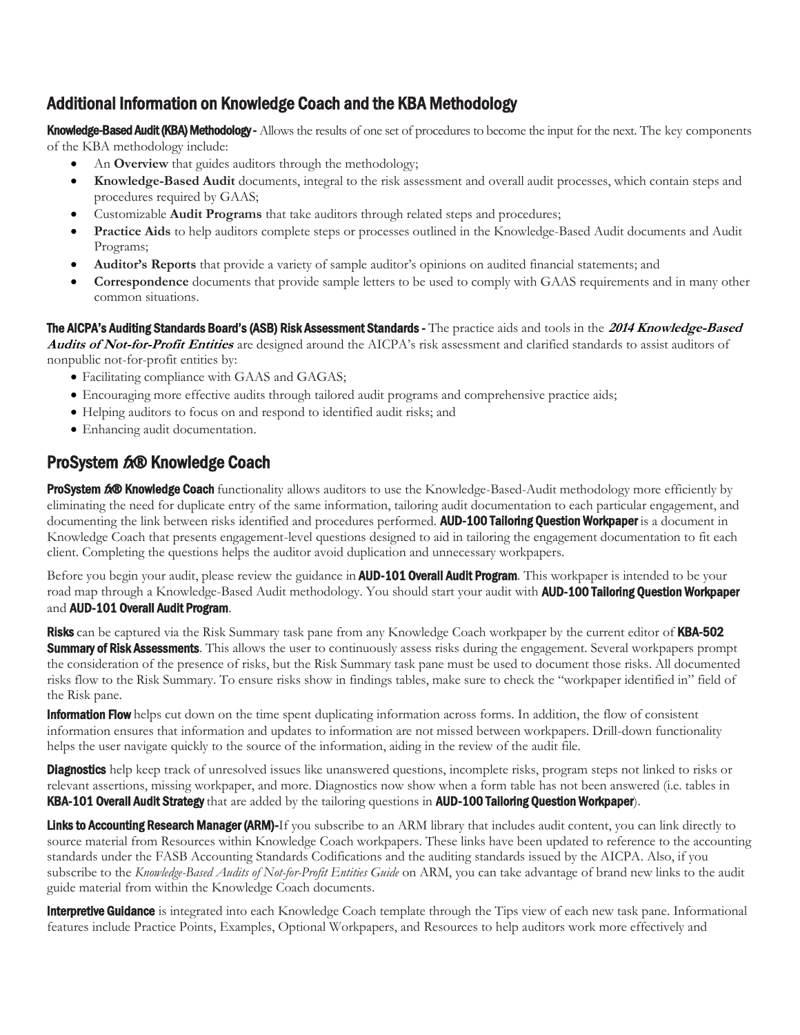## Additional Information on Knowledge Coach and the KBA Methodology

**Knowledge-Based Audit (KBA) Methodology -** Allows the results of one set of procedures to become the input for the next. The key components of the KBA methodology include:

- An **Overview** that guides auditors through the methodology;
- **Knowledge-Based Audit** documents, integral to the risk assessment and overall audit processes, which contain steps and procedures required by GAAS;
- Customizable **Audit Programs** that take auditors through related steps and procedures;
- **Practice Aids** to help auditors complete steps or processes outlined in the Knowledge-Based Audit documents and Audit Programs;
- **Auditor's Reports** that provide a variety of sample auditor's opinions on audited financial statements; and
- **Correspondence** documents that provide sample letters to be used to comply with GAAS requirements and in many other common situations.

**The AICPA's Auditing Standards Board's (ASB) Risk Assessment Standards -** The practice aids and tools in the ***2014 Knowledge-Based Audits of Not-for-Profit Entities*** are designed around the AICPA's risk assessment and clarified standards to assist auditors of nonpublic not-for-profit entities by:

- Facilitating compliance with GAAS and GAGAS;
- Encouraging more effective audits through tailored audit programs and comprehensive practice aids;
- Helping auditors to focus on and respond to identified audit risks; and
- Enhancing audit documentation.

## ProSystem *fx*® Knowledge Coach

**ProSystem *fx*® Knowledge Coach** functionality allows auditors to use the Knowledge-Based-Audit methodology more efficiently by eliminating the need for duplicate entry of the same information, tailoring audit documentation to each particular engagement, and documenting the link between risks identified and procedures performed. **AUD-100 Tailoring Question Workpaper** is a document in Knowledge Coach that presents engagement-level questions designed to aid in tailoring the engagement documentation to fit each client. Completing the questions helps the auditor avoid duplication and unnecessary workpapers.

Before you begin your audit, please review the guidance in **AUD-101 Overall Audit Program**. This workpaper is intended to be your road map through a Knowledge-Based Audit methodology. You should start your audit with **AUD-100 Tailoring Question Workpaper** and **AUD-101 Overall Audit Program**.

**Risks** can be captured via the Risk Summary task pane from any Knowledge Coach workpaper by the current editor of **KBA-502 Summary of Risk Assessments**. This allows the user to continuously assess risks during the engagement. Several workpapers prompt the consideration of the presence of risks, but the Risk Summary task pane must be used to document those risks. All documented risks flow to the Risk Summary. To ensure risks show in findings tables, make sure to check the "workpaper identified in" field of the Risk pane.

**Information Flow** helps cut down on the time spent duplicating information across forms. In addition, the flow of consistent information ensures that information and updates to information are not missed between workpapers. Drill-down functionality helps the user navigate quickly to the source of the information, aiding in the review of the audit file.

**Diagnostics** help keep track of unresolved issues like unanswered questions, incomplete risks, program steps not linked to risks or relevant assertions, missing workpaper, and more. Diagnostics now show when a form table has not been answered (i.e. tables in **KBA-101 Overall Audit Strategy** that are added by the tailoring questions in **AUD-100 Tailoring Question Workpaper**).

**Links to Accounting Research Manager (ARM)-**If you subscribe to an ARM library that includes audit content, you can link directly to source material from Resources within Knowledge Coach workpapers. These links have been updated to reference to the accounting standards under the FASB Accounting Standards Codifications and the auditing standards issued by the AICPA. Also, if you subscribe to the *Knowledge-Based Audits of Not-for-Profit Entities Guide* on ARM, you can take advantage of brand new links to the audit guide material from within the Knowledge Coach documents.

**Interpretive Guidance** is integrated into each Knowledge Coach template through the Tips view of each new task pane. Informational features include Practice Points, Examples, Optional Workpapers, and Resources to help auditors work more effectively and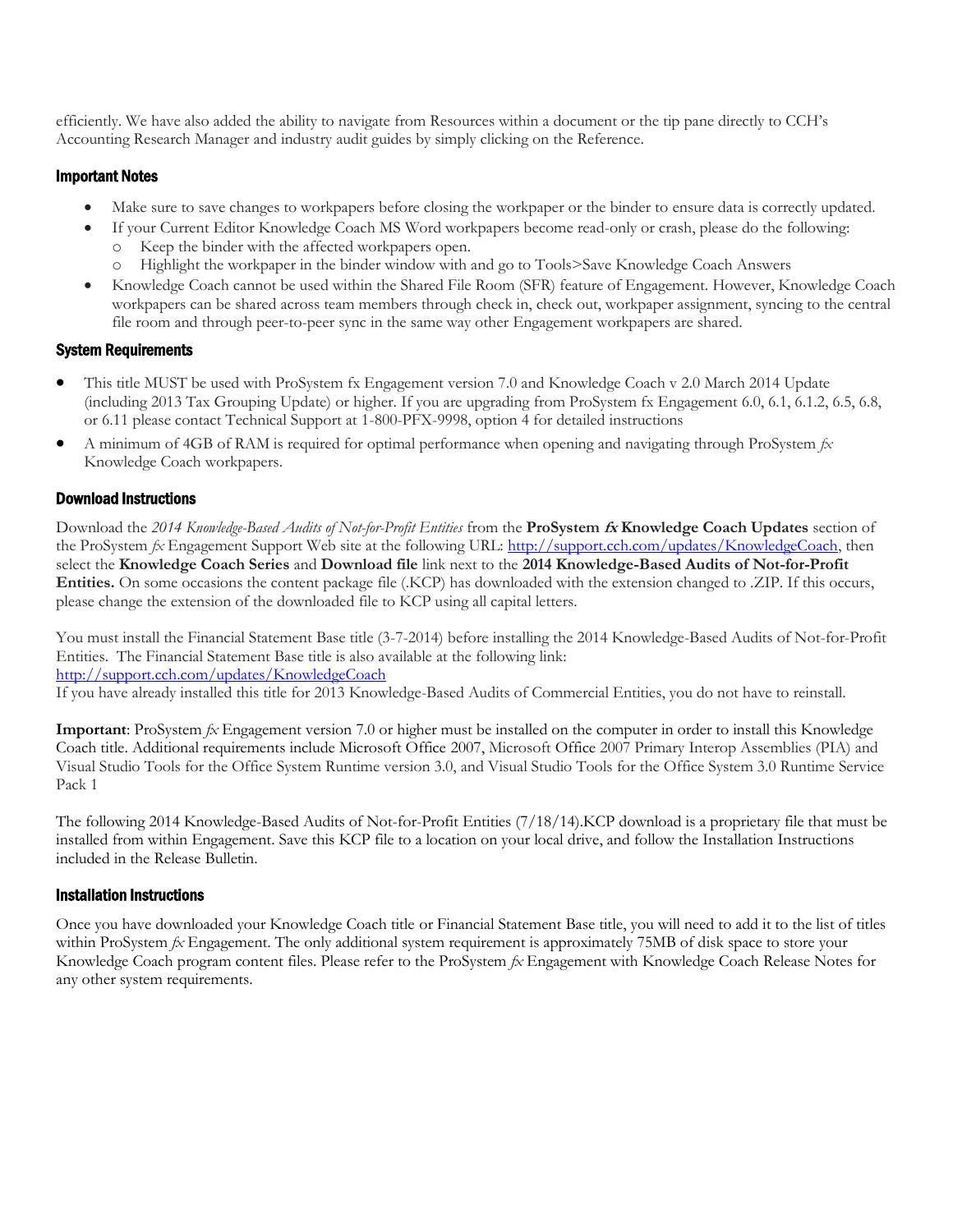efficiently. We have also added the ability to navigate from Resources within a document or the tip pane directly to CCH's Accounting Research Manager and industry audit guides by simply clicking on the Reference.

### Important Notes

- Make sure to save changes to workpapers before closing the workpaper or the binder to ensure data is correctly updated.
- If your Current Editor Knowledge Coach MS Word workpapers become read-only or crash, please do the following:
  - Keep the binder with the affected workpapers open.
  - Highlight the workpaper in the binder window with and go to Tools>Save Knowledge Coach Answers
- Knowledge Coach cannot be used within the Shared File Room (SFR) feature of Engagement. However, Knowledge Coach workpapers can be shared across team members through check in, check out, workpaper assignment, syncing to the central file room and through peer-to-peer sync in the same way other Engagement workpapers are shared.

### System Requirements

- This title MUST be used with ProSystem fx Engagement version 7.0 and Knowledge Coach v 2.0 March 2014 Update (including 2013 Tax Grouping Update) or higher. If you are upgrading from ProSystem fx Engagement 6.0, 6.1, 6.1.2, 6.5, 6.8, or 6.11 please contact Technical Support at 1-800-PFX-9998, option 4 for detailed instructions
- A minimum of 4GB of RAM is required for optimal performance when opening and navigating through ProSystem *fx* Knowledge Coach workpapers.

### Download Instructions

Download the *2014 Knowledge-Based Audits of Not-for-Profit Entities* from the **ProSystem *fx* Knowledge Coach Updates** section of the ProSystem *fx* Engagement Support Web site at the following URL: http://support.cch.com/updates/KnowledgeCoach, then select the **Knowledge Coach Series** and **Download file** link next to the **2014 Knowledge-Based Audits of Not-for-Profit Entities.** On some occasions the content package file (.KCP) has downloaded with the extension changed to .ZIP. If this occurs, please change the extension of the downloaded file to KCP using all capital letters.

You must install the Financial Statement Base title (3-7-2014) before installing the 2014 Knowledge-Based Audits of Not-for-Profit Entities. The Financial Statement Base title is also available at the following link: http://support.cch.com/updates/KnowledgeCoach
If you have already installed this title for 2013 Knowledge-Based Audits of Commercial Entities, you do not have to reinstall.

**Important**: ProSystem *fx* Engagement version 7.0 or higher must be installed on the computer in order to install this Knowledge Coach title. Additional requirements include Microsoft Office 2007, Microsoft Office 2007 Primary Interop Assemblies (PIA) and Visual Studio Tools for the Office System Runtime version 3.0, and Visual Studio Tools for the Office System 3.0 Runtime Service Pack 1

The following 2014 Knowledge-Based Audits of Not-for-Profit Entities (7/18/14).KCP download is a proprietary file that must be installed from within Engagement. Save this KCP file to a location on your local drive, and follow the Installation Instructions included in the Release Bulletin.

### Installation Instructions

Once you have downloaded your Knowledge Coach title or Financial Statement Base title, you will need to add it to the list of titles within ProSystem *fx* Engagement. The only additional system requirement is approximately 75MB of disk space to store your Knowledge Coach program content files. Please refer to the ProSystem *fx* Engagement with Knowledge Coach Release Notes for any other system requirements.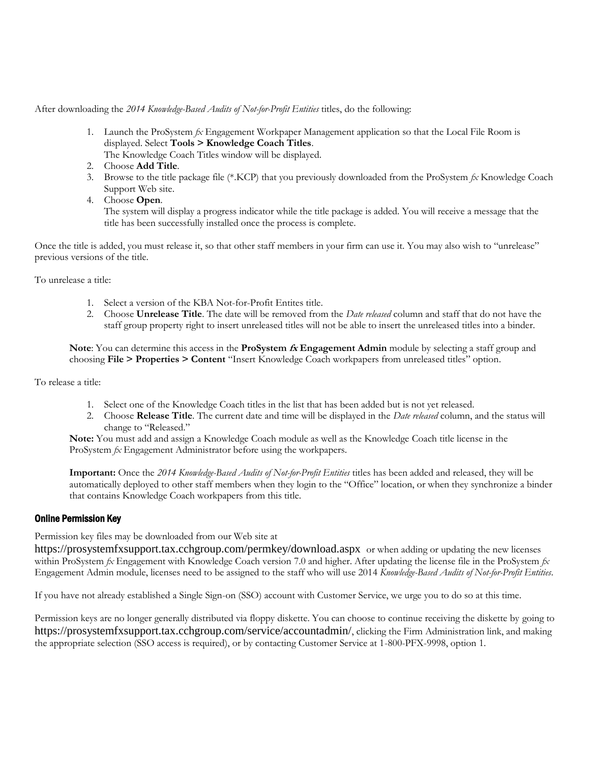After downloading the *2014 Knowledge-Based Audits of Not-for-Profit Entities* titles, do the following:

1. Launch the ProSystem *fx* Engagement Workpaper Management application so that the Local File Room is displayed. Select **Tools > Knowledge Coach Titles**.
   The Knowledge Coach Titles window will be displayed.
2. Choose **Add Title**.
3. Browse to the title package file (*.KCP) that you previously downloaded from the ProSystem *fx* Knowledge Coach Support Web site.
4. Choose **Open**.
   The system will display a progress indicator while the title package is added. You will receive a message that the title has been successfully installed once the process is complete.

Once the title is added, you must release it, so that other staff members in your firm can use it. You may also wish to "unrelease" previous versions of the title.

To unrelease a title:

1. Select a version of the KBA Not-for-Profit Entites title.
2. Choose **Unrelease Title**. The date will be removed from the *Date released* column and staff that do not have the staff group property right to insert unreleased titles will not be able to insert the unreleased titles into a binder.

**Note**: You can determine this access in the **ProSystem *fx* Engagement Admin** module by selecting a staff group and choosing **File > Properties > Content** "Insert Knowledge Coach workpapers from unreleased titles" option.

To release a title:

1. Select one of the Knowledge Coach titles in the list that has been added but is not yet released.
2. Choose **Release Title**. The current date and time will be displayed in the *Date released* column, and the status will change to "Released."

**Note:** You must add and assign a Knowledge Coach module as well as the Knowledge Coach title license in the ProSystem *fx* Engagement Administrator before using the workpapers.

**Important:** Once the *2014 Knowledge-Based Audits of Not-for-Profit Entities* titles has been added and released, they will be automatically deployed to other staff members when they login to the "Office" location, or when they synchronize a binder that contains Knowledge Coach workpapers from this title.

## Online Permission Key

Permission key files may be downloaded from our Web site at https://prosystemfxsupport.tax.cchgroup.com/permkey/download.aspx or when adding or updating the new licenses within ProSystem *fx* Engagement with Knowledge Coach version 7.0 and higher. After updating the license file in the ProSystem *fx* Engagement Admin module, licenses need to be assigned to the staff who will use 2014 *Knowledge-Based Audits of Not-for-Profit Entities*.

If you have not already established a Single Sign-on (SSO) account with Customer Service, we urge you to do so at this time.

Permission keys are no longer generally distributed via floppy diskette. You can choose to continue receiving the diskette by going to https://prosystemfxsupport.tax.cchgroup.com/service/accountadmin/, clicking the Firm Administration link, and making the appropriate selection (SSO access is required), or by contacting Customer Service at 1-800-PFX-9998, option 1.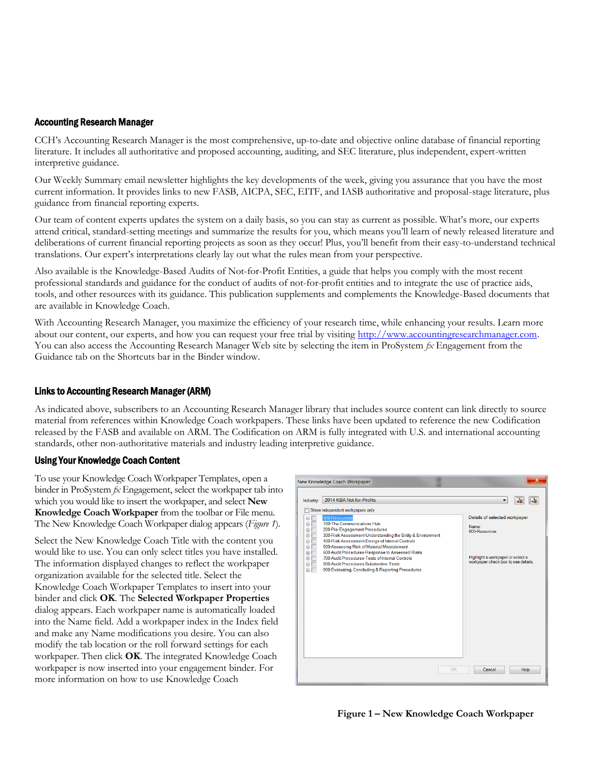## Accounting Research Manager

CCH's Accounting Research Manager is the most comprehensive, up-to-date and objective online database of financial reporting literature. It includes all authoritative and proposed accounting, auditing, and SEC literature, plus independent, expert-written interpretive guidance.

Our Weekly Summary email newsletter highlights the key developments of the week, giving you assurance that you have the most current information. It provides links to new FASB, AICPA, SEC, EITF, and IASB authoritative and proposal-stage literature, plus guidance from financial reporting experts.

Our team of content experts updates the system on a daily basis, so you can stay as current as possible. What's more, our experts attend critical, standard-setting meetings and summarize the results for you, which means you'll learn of newly released literature and deliberations of current financial reporting projects as soon as they occur! Plus, you'll benefit from their easy-to-understand technical translations. Our expert's interpretations clearly lay out what the rules mean from your perspective.

Also available is the Knowledge-Based Audits of Not-for-Profit Entities, a guide that helps you comply with the most recent professional standards and guidance for the conduct of audits of not-for-profit entities and to integrate the use of practice aids, tools, and other resources with its guidance. This publication supplements and complements the Knowledge-Based documents that are available in Knowledge Coach.

With Accounting Research Manager, you maximize the efficiency of your research time, while enhancing your results. Learn more about our content, our experts, and how you can request your free trial by visiting http://www.accountingresearchmanager.com. You can also access the Accounting Research Manager Web site by selecting the item in ProSystem *fx* Engagement from the Guidance tab on the Shortcuts bar in the Binder window.

## Links to Accounting Research Manager (ARM)

As indicated above, subscribers to an Accounting Research Manager library that includes source content can link directly to source material from references within Knowledge Coach workpapers. These links have been updated to reference the new Codification released by the FASB and available on ARM. The Codification on ARM is fully integrated with U.S. and international accounting standards, other non-authoritative materials and industry leading interpretive guidance.

## Using Your Knowledge Coach Content

To use your Knowledge Coach Workpaper Templates, open a binder in ProSystem *fx* Engagement, select the workpaper tab into which you would like to insert the workpaper, and select **New Knowledge Coach Workpaper** from the toolbar or File menu. The New Knowledge Coach Workpaper dialog appears (*Figure 1*).

Select the New Knowledge Coach Title with the content you would like to use. You can only select titles you have installed. The information displayed changes to reflect the workpaper organization available for the selected title. Select the Knowledge Coach Workpaper Templates to insert into your binder and click **OK**. The **Selected Workpaper Properties** dialog appears. Each workpaper name is automatically loaded into the Name field. Add a workpaper index in the Index field and make any Name modifications you desire. You can also modify the tab location or the roll forward settings for each workpaper. Then click **OK**. The integrated Knowledge Coach workpaper is now inserted into your engagement binder. For more information on how to use Knowledge Coach

New Knowledge Coach Workpaper

Industry: 2014 KBA Not-for-Profits

Show independent workpapers only

000-Resources
100-The Communications Hub
200-Pre-Engagement Procedures
300-Risk Assessment-Understanding the Entity & Environment
400-Risk Assessment-Design of Internal Controls
500-Assessing Risk of Material Misstatement
600-Audit Procedures-Response to Assessed Risks
700-Audit Procedures-Tests of Internal Controls
800-Audit Procedures-Substantive Tests
900-Evaluating, Concluding & Reporting Procedures

Details of selected workpaper

Name:
000-Resources

Highlight a workpaper or select a workpaper check box to see details.

OK Cancel Help

**Figure 1 – New Knowledge Coach Workpaper**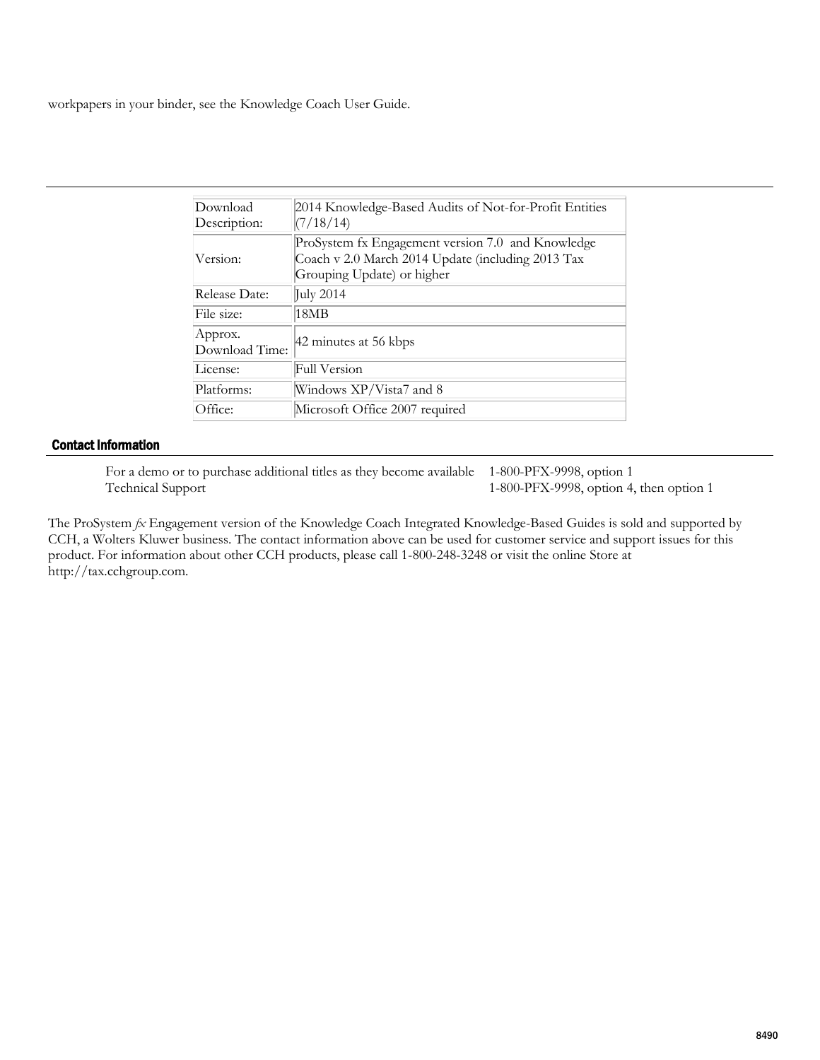workpapers in your binder, see the Knowledge Coach User Guide.

| | |
|---|---|
| Download Description: | 2014 Knowledge-Based Audits of Not-for-Profit Entities (7/18/14) |
| Version: | ProSystem fx Engagement version 7.0 and Knowledge Coach v 2.0 March 2014 Update (including 2013 Tax Grouping Update) or higher |
| Release Date: | July 2014 |
| File size: | 18MB |
| Approx. Download Time: | 42 minutes at 56 kbps |
| License: | Full Version |
| Platforms: | Windows XP/Vista7 and 8 |
| Office: | Microsoft Office 2007 required |

## Contact Information

| | |
|---|---|
| For a demo or to purchase additional titles as they become available | 1-800-PFX-9998, option 1 |
| Technical Support | 1-800-PFX-9998, option 4, then option 1 |

The ProSystem *fx* Engagement version of the Knowledge Coach Integrated Knowledge-Based Guides is sold and supported by CCH, a Wolters Kluwer business. The contact information above can be used for customer service and support issues for this product. For information about other CCH products, please call 1-800-248-3248 or visit the online Store at http://tax.cchgroup.com.